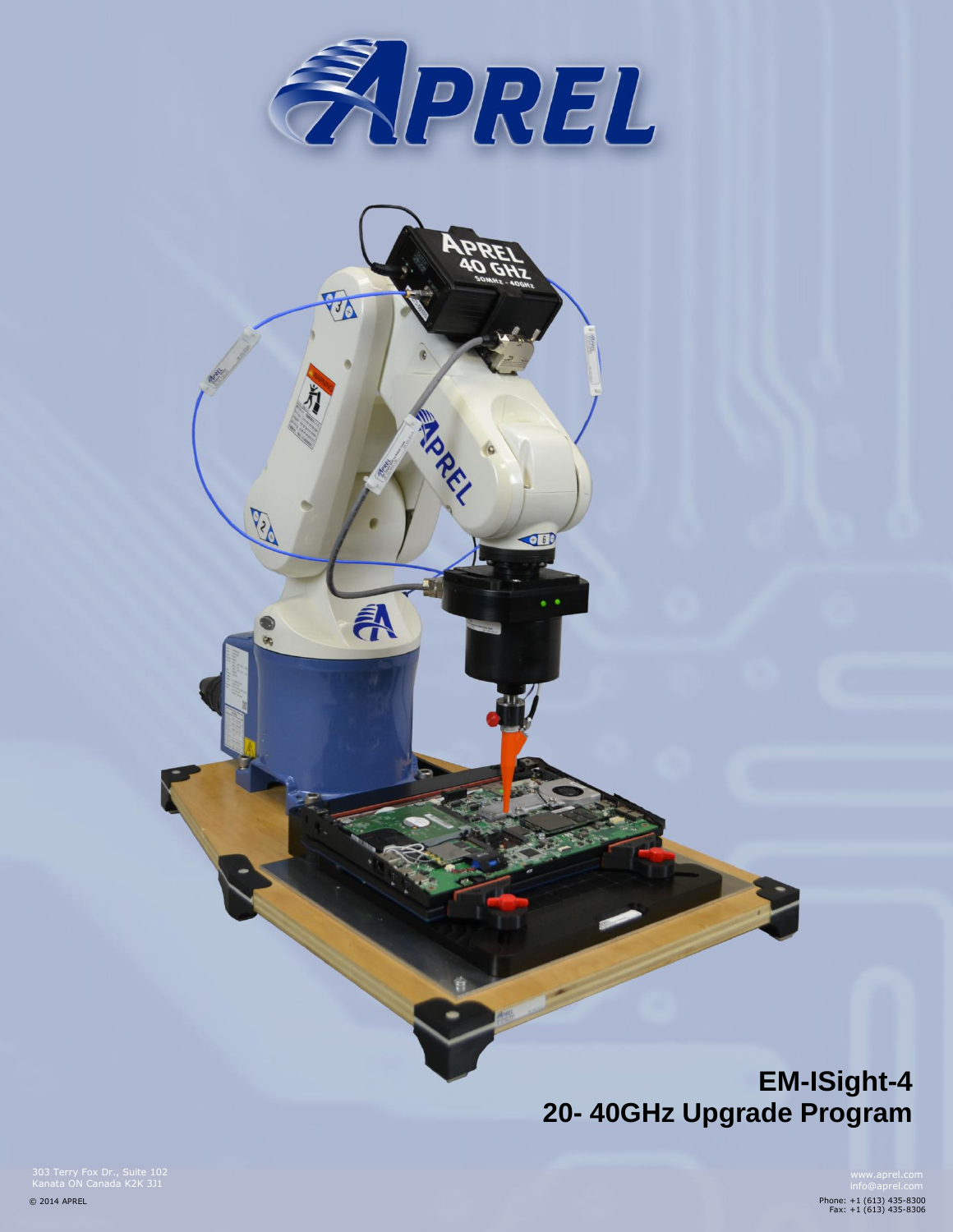# APREL

# EM-ISight-4
# 20- 40GHz Upgrade Program

303 Terry Fox Dr., Suite 102
Kanata ON Canada K2K 3J1

© 2014 APREL

www.aprel.com
info@aprel.com
Phone: +1 (613) 435-8300
Fax: +1 (613) 435-8306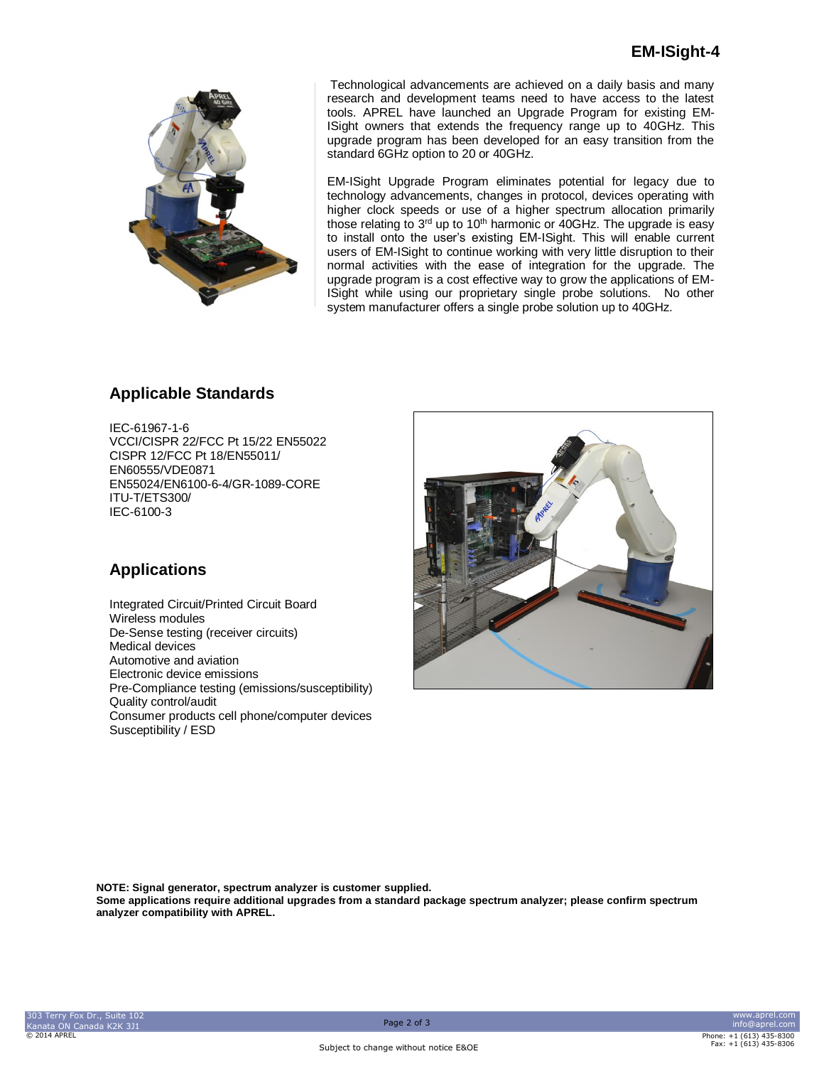# EM-ISight-4

Technological advancements are achieved on a daily basis and many research and development teams need to have access to the latest tools. APREL have launched an Upgrade Program for existing EM-ISight owners that extends the frequency range up to 40GHz. This upgrade program has been developed for an easy transition from the standard 6GHz option to 20 or 40GHz.

EM-ISight Upgrade Program eliminates potential for legacy due to technology advancements, changes in protocol, devices operating with higher clock speeds or use of a higher spectrum allocation primarily those relating to 3rd up to 10th harmonic or 40GHz. The upgrade is easy to install onto the user's existing EM-ISight. This will enable current users of EM-ISight to continue working with very little disruption to their normal activities with the ease of integration for the upgrade. The upgrade program is a cost effective way to grow the applications of EM-ISight while using our proprietary single probe solutions. No other system manufacturer offers a single probe solution up to 40GHz.

## Applicable Standards

IEC-61967-1-6
VCCI/CISPR 22/FCC Pt 15/22 EN55022
CISPR 12/FCC Pt 18/EN55011/
EN60555/VDE0871
EN55024/EN6100-6-4/GR-1089-CORE
ITU-T/ETS300/
IEC-6100-3

## Applications

Integrated Circuit/Printed Circuit Board
Wireless modules
De-Sense testing (receiver circuits)
Medical devices
Automotive and aviation
Electronic device emissions
Pre-Compliance testing (emissions/susceptibility)
Quality control/audit
Consumer products cell phone/computer devices
Susceptibility / ESD

**NOTE: Signal generator, spectrum analyzer is customer supplied.**
**Some applications require additional upgrades from a standard package spectrum analyzer; please confirm spectrum analyzer compatibility with APREL.**

303 Terry Fox Dr., Suite 102
Kanata ON Canada K2K 3J1
© 2014 APREL

www.aprel.com
info@aprel.com
Phone: +1 (613) 435-8300
Fax: +1 (613) 435-8306

Subject to change without notice E&OE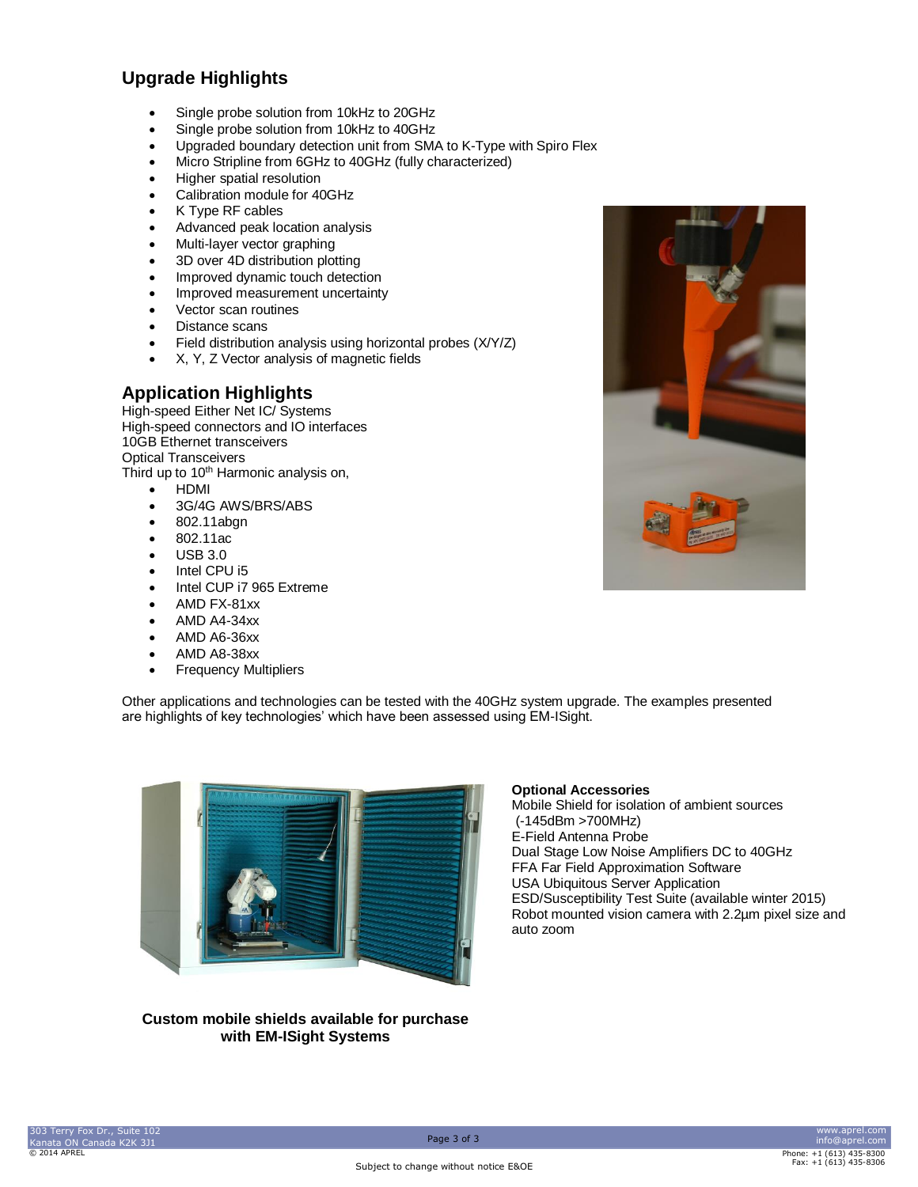## Upgrade Highlights

- Single probe solution from 10kHz to 20GHz
- Single probe solution from 10kHz to 40GHz
- Upgraded boundary detection unit from SMA to K-Type with Spiro Flex
- Micro Stripline from 6GHz to 40GHz (fully characterized)
- Higher spatial resolution
- Calibration module for 40GHz
- K Type RF cables
- Advanced peak location analysis
- Multi-layer vector graphing
- 3D over 4D distribution plotting
- Improved dynamic touch detection
- Improved measurement uncertainty
- Vector scan routines
- Distance scans
- Field distribution analysis using horizontal probes (X/Y/Z)
- X, Y, Z Vector analysis of magnetic fields

## Application Highlights

High-speed Either Net IC/ Systems
High-speed connectors and IO interfaces
10GB Ethernet transceivers
Optical Transceivers
Third up to 10th Harmonic analysis on,

- HDMI
- 3G/4G AWS/BRS/ABS
- 802.11abgn
- 802.11ac
- USB 3.0
- Intel CPU i5
- Intel CUP i7 965 Extreme
- AMD FX-81xx
- AMD A4-34xx
- AMD A6-36xx
- AMD A8-38xx
- Frequency Multipliers

Other applications and technologies can be tested with the 40GHz system upgrade. The examples presented are highlights of key technologies' which have been assessed using EM-ISight.

**Custom mobile shields available for purchase with EM-ISight Systems**

**Optional Accessories**
Mobile Shield for isolation of ambient sources (-145dBm >700MHz)
E-Field Antenna Probe
Dual Stage Low Noise Amplifiers DC to 40GHz
FFA Far Field Approximation Software
USA Ubiquitous Server Application
ESD/Susceptibility Test Suite (available winter 2015)
Robot mounted vision camera with 2.2µm pixel size and auto zoom

303 Terry Fox Dr., Suite 102
Kanata ON Canada K2K 3J1
© 2014 APREL

www.aprel.com
info@aprel.com
Phone: +1 (613) 435-8300
Fax: +1 (613) 435-8306

Subject to change without notice E&OE